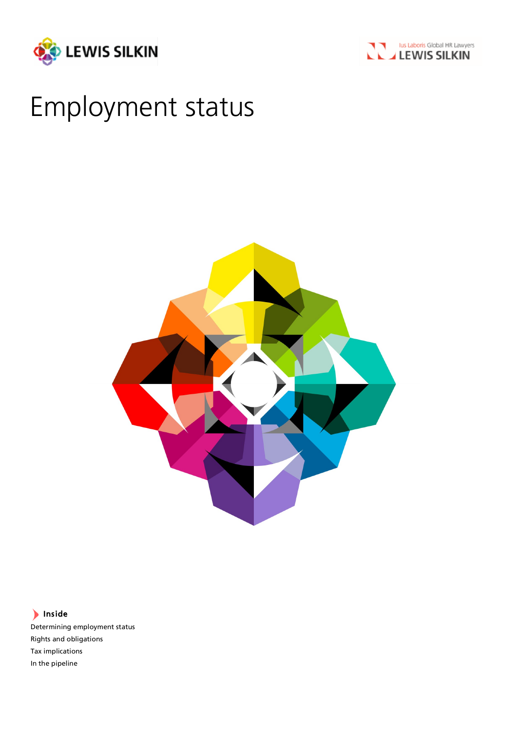# Employment status

**Inside**

Determining employment status
Rights and obligations
Tax implications
In the pipeline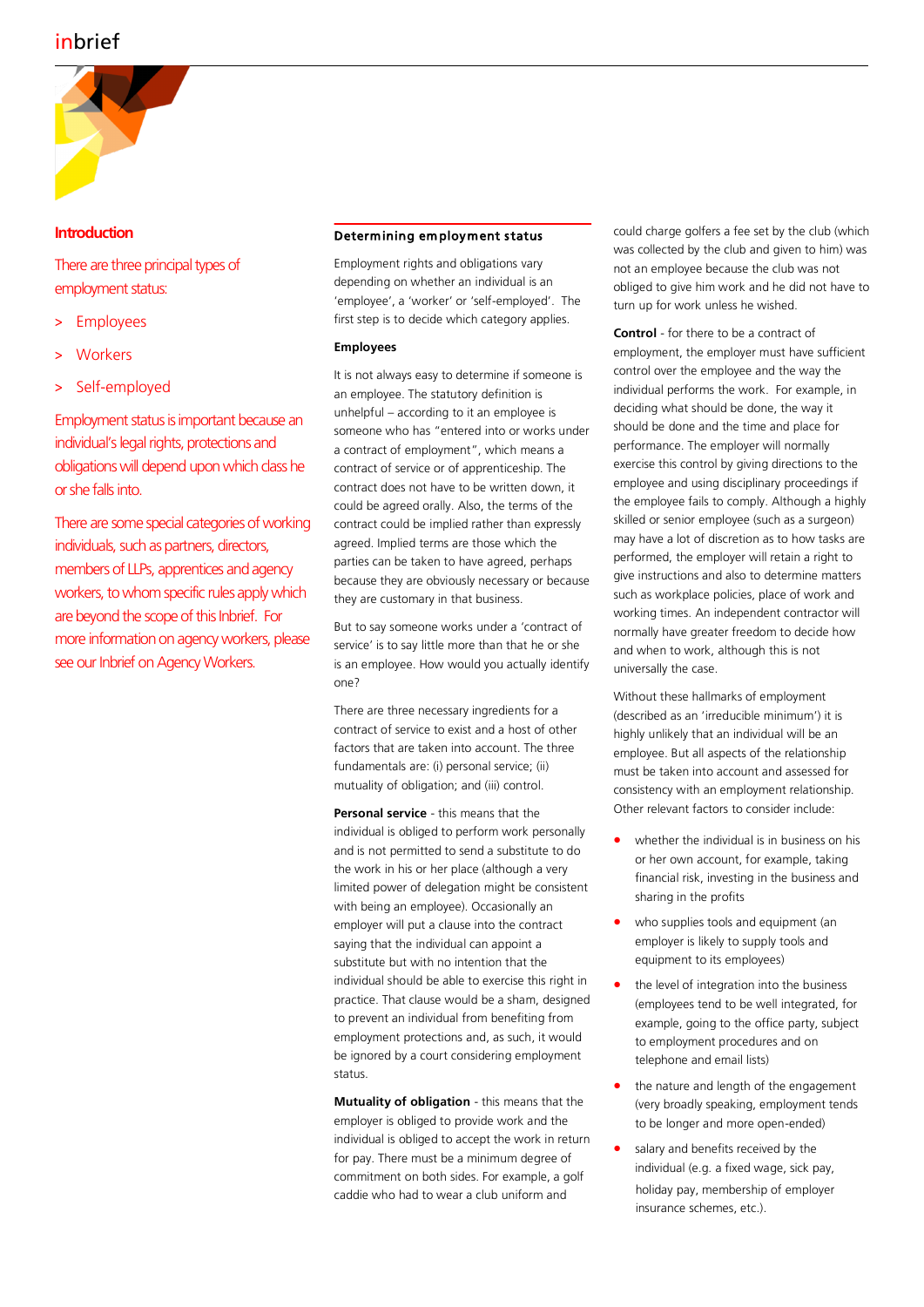## Introduction

There are three principal types of employment status:

- Employees
- Workers
- Self-employed

Employment status is important because an individual's legal rights, protections and obligations will depend upon which class he or she falls into.

There are some special categories of working individuals, such as partners, directors, members of LLPs, apprentices and agency workers, to whom specific rules apply which are beyond the scope of this Inbrief. For more information on agency workers, please see our Inbrief on Agency Workers.

## Determining employment status

Employment rights and obligations vary depending on whether an individual is an 'employee', a 'worker' or 'self-employed'. The first step is to decide which category applies.

### Employees

It is not always easy to determine if someone is an employee. The statutory definition is unhelpful – according to it an employee is someone who has "entered into or works under a contract of employment", which means a contract of service or of apprenticeship. The contract does not have to be written down, it could be agreed orally. Also, the terms of the contract could be implied rather than expressly agreed. Implied terms are those which the parties can be taken to have agreed, perhaps because they are obviously necessary or because they are customary in that business.

But to say someone works under a 'contract of service' is to say little more than that he or she is an employee. How would you actually identify one?

There are three necessary ingredients for a contract of service to exist and a host of other factors that are taken into account. The three fundamentals are: (i) personal service; (ii) mutuality of obligation; and (iii) control.

**Personal service** - this means that the individual is obliged to perform work personally and is not permitted to send a substitute to do the work in his or her place (although a very limited power of delegation might be consistent with being an employee). Occasionally an employer will put a clause into the contract saying that the individual can appoint a substitute but with no intention that the individual should be able to exercise this right in practice. That clause would be a sham, designed to prevent an individual from benefiting from employment protections and, as such, it would be ignored by a court considering employment status.

**Mutuality of obligation** - this means that the employer is obliged to provide work and the individual is obliged to accept the work in return for pay. There must be a minimum degree of commitment on both sides. For example, a golf caddie who had to wear a club uniform and could charge golfers a fee set by the club (which was collected by the club and given to him) was not an employee because the club was not obliged to give him work and he did not have to turn up for work unless he wished.

**Control** - for there to be a contract of employment, the employer must have sufficient control over the employee and the way the individual performs the work. For example, in deciding what should be done, the way it should be done and the time and place for performance. The employer will normally exercise this control by giving directions to the employee and using disciplinary proceedings if the employee fails to comply. Although a highly skilled or senior employee (such as a surgeon) may have a lot of discretion as to how tasks are performed, the employer will retain a right to give instructions and also to determine matters such as workplace policies, place of work and working times. An independent contractor will normally have greater freedom to decide how and when to work, although this is not universally the case.

Without these hallmarks of employment (described as an 'irreducible minimum') it is highly unlikely that an individual will be an employee. But all aspects of the relationship must be taken into account and assessed for consistency with an employment relationship. Other relevant factors to consider include:

- whether the individual is in business on his or her own account, for example, taking financial risk, investing in the business and sharing in the profits
- who supplies tools and equipment (an employer is likely to supply tools and equipment to its employees)
- the level of integration into the business (employees tend to be well integrated, for example, going to the office party, subject to employment procedures and on telephone and email lists)
- the nature and length of the engagement (very broadly speaking, employment tends to be longer and more open-ended)
- salary and benefits received by the individual (e.g. a fixed wage, sick pay, holiday pay, membership of employer insurance schemes, etc.).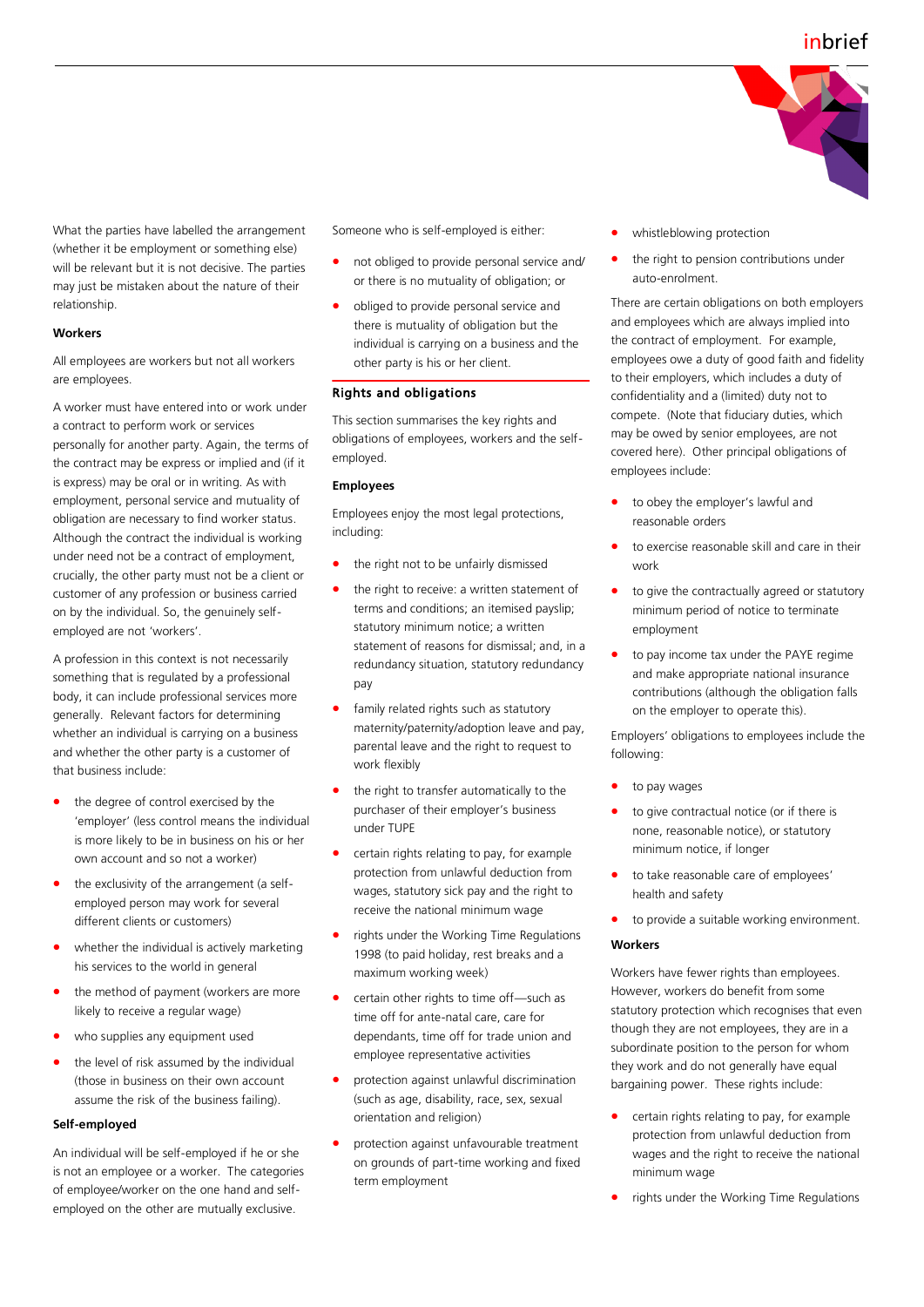What the parties have labelled the arrangement (whether it be employment or something else) will be relevant but it is not decisive. The parties may just be mistaken about the nature of their relationship.

**Workers**

All employees are workers but not all workers are employees.

A worker must have entered into or work under a contract to perform work or services personally for another party. Again, the terms of the contract may be express or implied and (if it is express) may be oral or in writing. As with employment, personal service and mutuality of obligation are necessary to find worker status. Although the contract the individual is working under need not be a contract of employment, crucially, the other party must not be a client or customer of any profession or business carried on by the individual. So, the genuinely self-employed are not 'workers'.

A profession in this context is not necessarily something that is regulated by a professional body, it can include professional services more generally. Relevant factors for determining whether an individual is carrying on a business and whether the other party is a customer of that business include:

- the degree of control exercised by the 'employer' (less control means the individual is more likely to be in business on his or her own account and so not a worker)
- the exclusivity of the arrangement (a self-employed person may work for several different clients or customers)
- whether the individual is actively marketing his services to the world in general
- the method of payment (workers are more likely to receive a regular wage)
- who supplies any equipment used
- the level of risk assumed by the individual (those in business on their own account assume the risk of the business failing).

**Self-employed**

An individual will be self-employed if he or she is not an employee or a worker. The categories of employee/worker on the one hand and self-employed on the other are mutually exclusive.

Someone who is self-employed is either:

- not obliged to provide personal service and/ or there is no mutuality of obligation; or
- obliged to provide personal service and there is mutuality of obligation but the individual is carrying on a business and the other party is his or her client.

## Rights and obligations

This section summarises the key rights and obligations of employees, workers and the self-employed.

**Employees**

Employees enjoy the most legal protections, including:

- the right not to be unfairly dismissed
- the right to receive: a written statement of terms and conditions; an itemised payslip; statutory minimum notice; a written statement of reasons for dismissal; and, in a redundancy situation, statutory redundancy pay
- family related rights such as statutory maternity/paternity/adoption leave and pay, parental leave and the right to request to work flexibly
- the right to transfer automatically to the purchaser of their employer's business under TUPE
- certain rights relating to pay, for example protection from unlawful deduction from wages, statutory sick pay and the right to receive the national minimum wage
- rights under the Working Time Regulations 1998 (to paid holiday, rest breaks and a maximum working week)
- certain other rights to time off—such as time off for ante-natal care, care for dependants, time off for trade union and employee representative activities
- protection against unlawful discrimination (such as age, disability, race, sex, sexual orientation and religion)
- protection against unfavourable treatment on grounds of part-time working and fixed term employment
- whistleblowing protection
- the right to pension contributions under auto-enrolment.

There are certain obligations on both employers and employees which are always implied into the contract of employment. For example, employees owe a duty of good faith and fidelity to their employers, which includes a duty of confidentiality and a (limited) duty not to compete. (Note that fiduciary duties, which may be owed by senior employees, are not covered here). Other principal obligations of employees include:

- to obey the employer's lawful and reasonable orders
- to exercise reasonable skill and care in their work
- to give the contractually agreed or statutory minimum period of notice to terminate employment
- to pay income tax under the PAYE regime and make appropriate national insurance contributions (although the obligation falls on the employer to operate this).

Employers' obligations to employees include the following:

- to pay wages
- to give contractual notice (or if there is none, reasonable notice), or statutory minimum notice, if longer
- to take reasonable care of employees' health and safety
- to provide a suitable working environment.

**Workers**

Workers have fewer rights than employees. However, workers do benefit from some statutory protection which recognises that even though they are not employees, they are in a subordinate position to the person for whom they work and do not generally have equal bargaining power. These rights include:

- certain rights relating to pay, for example protection from unlawful deduction from wages and the right to receive the national minimum wage
- rights under the Working Time Regulations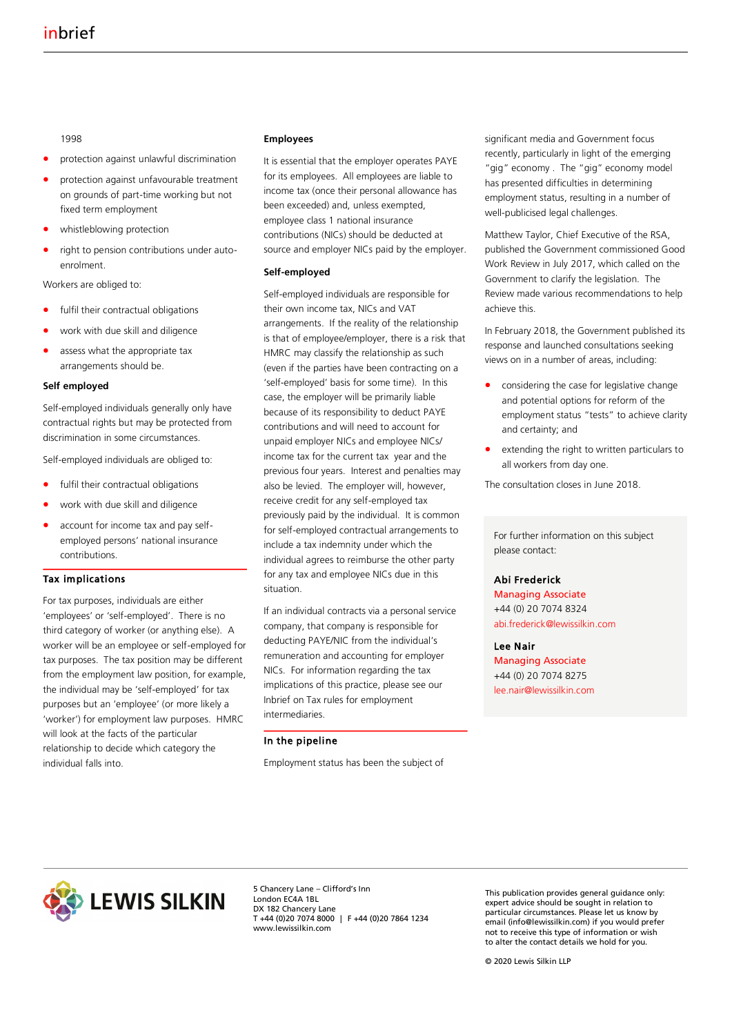1998

- protection against unlawful discrimination
- protection against unfavourable treatment on grounds of part-time working but not fixed term employment
- whistleblowing protection
- right to pension contributions under auto-enrolment.

Workers are obliged to:

- fulfil their contractual obligations
- work with due skill and diligence
- assess what the appropriate tax arrangements should be.

### Self employed

Self-employed individuals generally only have contractual rights but may be protected from discrimination in some circumstances.

Self-employed individuals are obliged to:

- fulfil their contractual obligations
- work with due skill and diligence
- account for income tax and pay self-employed persons' national insurance contributions.

## Tax implications

For tax purposes, individuals are either 'employees' or 'self-employed'. There is no third category of worker (or anything else). A worker will be an employee or self-employed for tax purposes. The tax position may be different from the employment law position, for example, the individual may be 'self-employed' for tax purposes but an 'employee' (or more likely a 'worker') for employment law purposes. HMRC will look at the facts of the particular relationship to decide which category the individual falls into.

### Employees

It is essential that the employer operates PAYE for its employees. All employees are liable to income tax (once their personal allowance has been exceeded) and, unless exempted, employee class 1 national insurance contributions (NICs) should be deducted at source and employer NICs paid by the employer.

### Self-employed

Self-employed individuals are responsible for their own income tax, NICs and VAT arrangements. If the reality of the relationship is that of employee/employer, there is a risk that HMRC may classify the relationship as such (even if the parties have been contracting on a 'self-employed' basis for some time). In this case, the employer will be primarily liable because of its responsibility to deduct PAYE contributions and will need to account for unpaid employer NICs and employee NICs/ income tax for the current tax year and the previous four years. Interest and penalties may also be levied. The employer will, however, receive credit for any self-employed tax previously paid by the individual. It is common for self-employed contractual arrangements to include a tax indemnity under which the individual agrees to reimburse the other party for any tax and employee NICs due in this situation.

If an individual contracts via a personal service company, that company is responsible for deducting PAYE/NIC from the individual's remuneration and accounting for employer NICs. For information regarding the tax implications of this practice, please see our Inbrief on Tax rules for employment intermediaries.

## In the pipeline

Employment status has been the subject of significant media and Government focus recently, particularly in light of the emerging "gig" economy . The "gig" economy model has presented difficulties in determining employment status, resulting in a number of well-publicised legal challenges.

Matthew Taylor, Chief Executive of the RSA, published the Government commissioned Good Work Review in July 2017, which called on the Government to clarify the legislation. The Review made various recommendations to help achieve this.

In February 2018, the Government published its response and launched consultations seeking views on in a number of areas, including:

- considering the case for legislative change and potential options for reform of the employment status "tests" to achieve clarity and certainty; and
- extending the right to written particulars to all workers from day one.

The consultation closes in June 2018.

For further information on this subject please contact:

**Abi Frederick**
Managing Associate
+44 (0) 20 7074 8324
abi.frederick@lewissilkin.com

**Lee Nair**
Managing Associate
+44 (0) 20 7074 8275
lee.nair@lewissilkin.com

LEWIS SILKIN

5 Chancery Lane – Clifford's Inn
London EC4A 1BL
DX 182 Chancery Lane
T +44 (0)20 7074 8000 | F +44 (0)20 7864 1234
www.lewissilkin.com

This publication provides general guidance only: expert advice should be sought in relation to particular circumstances. Please let us know by email (info@lewissilkin.com) if you would prefer not to receive this type of information or wish to alter the contact details we hold for you.

© 2020 Lewis Silkin LLP